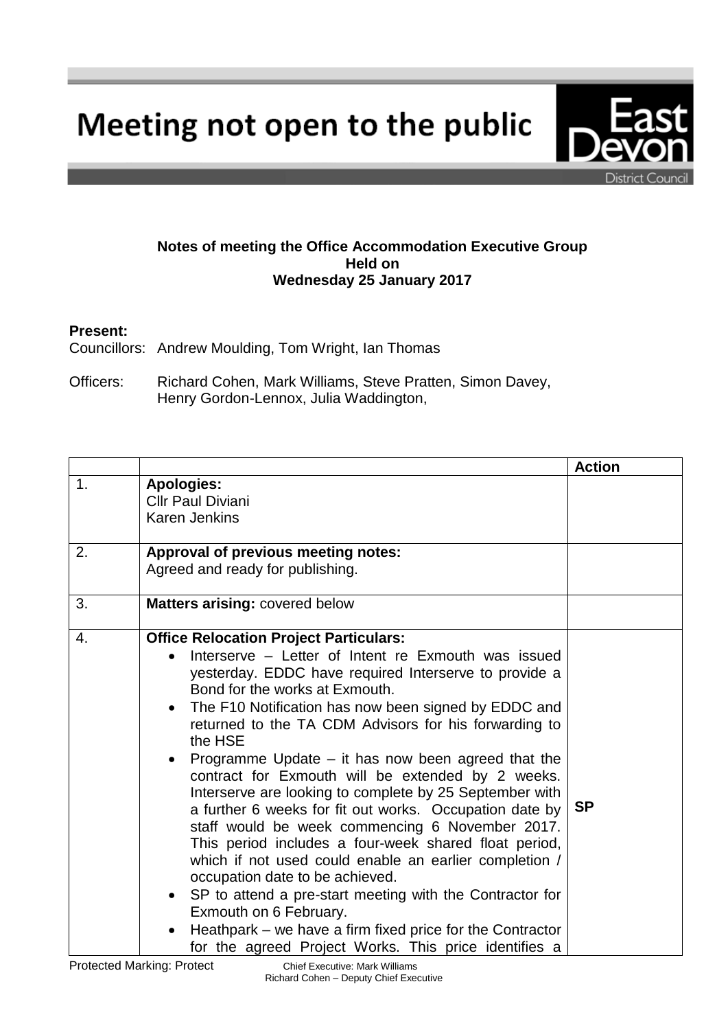# Meeting not open to the public

East Devon District Council

**Notes of meeting the Office Accommodation Executive Group**
**Held on**
**Wednesday 25 January 2017**

**Present:**

Councillors: Andrew Moulding, Tom Wright, Ian Thomas

Officers: Richard Cohen, Mark Williams, Steve Pratten, Simon Davey, Henry Gordon-Lennox, Julia Waddington,

| | | Action |
|---|---|---|
| 1. | **Apologies:**<br>Cllr Paul Diviani<br>Karen Jenkins | |
| 2. | **Approval of previous meeting notes:**<br>Agreed and ready for publishing. | |
| 3. | **Matters arising:** covered below | |
| 4. | **Office Relocation Project Particulars:**<br>• Interserve – Letter of Intent re Exmouth was issued yesterday. EDDC have required Interserve to provide a Bond for the works at Exmouth.<br>• The F10 Notification has now been signed by EDDC and returned to the TA CDM Advisors for his forwarding to the HSE<br>• Programme Update – it has now been agreed that the contract for Exmouth will be extended by 2 weeks. Interserve are looking to complete by 25 September with a further 6 weeks for fit out works. Occupation date by staff would be week commencing 6 November 2017. This period includes a four-week shared float period, which if not used could enable an earlier completion / occupation date to be achieved.<br>• SP to attend a pre-start meeting with the Contractor for Exmouth on 6 February.<br>• Heathpark – we have a firm fixed price for the Contractor for the agreed Project Works. This price identifies a | SP |

Protected Marking: Protect

Chief Executive: Mark Williams
Richard Cohen – Deputy Chief Executive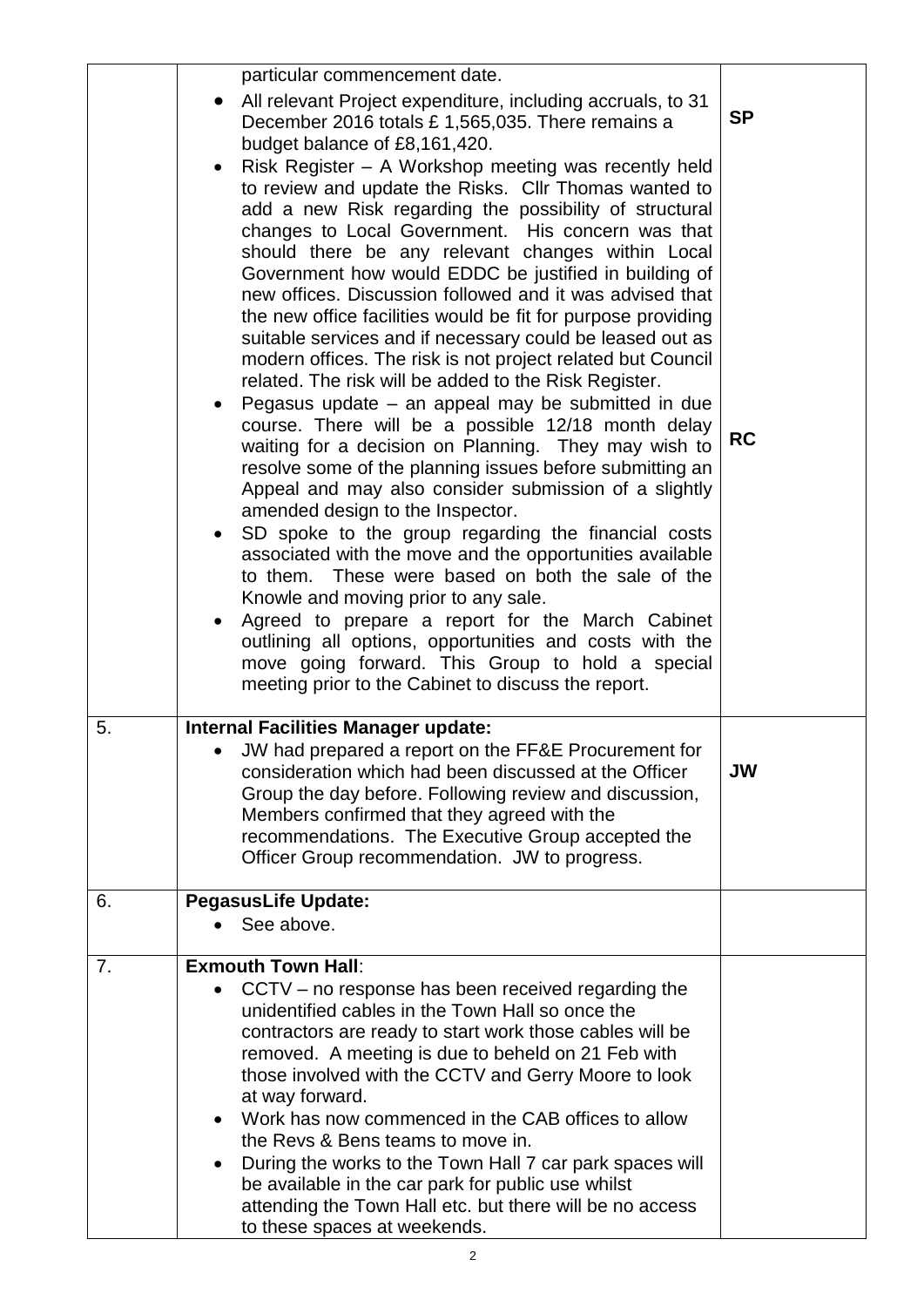| | | |
|---|---|---|
| | particular commencement date.<br>• All relevant Project expenditure, including accruals, to 31 December 2016 totals £ 1,565,035. There remains a budget balance of £8,161,420.<br>• Risk Register – A Workshop meeting was recently held to review and update the Risks. Cllr Thomas wanted to add a new Risk regarding the possibility of structural changes to Local Government. His concern was that should there be any relevant changes within Local Government how would EDDC be justified in building of new offices. Discussion followed and it was advised that the new office facilities would be fit for purpose providing suitable services and if necessary could be leased out as modern offices. The risk is not project related but Council related. The risk will be added to the Risk Register.<br>• Pegasus update – an appeal may be submitted in due course. There will be a possible 12/18 month delay waiting for a decision on Planning. They may wish to resolve some of the planning issues before submitting an Appeal and may also consider submission of a slightly amended design to the Inspector.<br>• SD spoke to the group regarding the financial costs associated with the move and the opportunities available to them. These were based on both the sale of the Knowle and moving prior to any sale.<br>• Agreed to prepare a report for the March Cabinet outlining all options, opportunities and costs with the move going forward. This Group to hold a special meeting prior to the Cabinet to discuss the report. | **SP**<br><br><br><br><br><br><br><br><br><br>**RC** |
| 5. | **Internal Facilities Manager update:**<br>• JW had prepared a report on the FF&E Procurement for consideration which had been discussed at the Officer Group the day before. Following review and discussion, Members confirmed that they agreed with the recommendations. The Executive Group accepted the Officer Group recommendation. JW to progress. | **JW** |
| 6. | **PegasusLife Update:**<br>• See above. | |
| 7. | **Exmouth Town Hall**:<br>• CCTV – no response has been received regarding the unidentified cables in the Town Hall so once the contractors are ready to start work those cables will be removed. A meeting is due to beheld on 21 Feb with those involved with the CCTV and Gerry Moore to look at way forward.<br>• Work has now commenced in the CAB offices to allow the Revs & Bens teams to move in.<br>• During the works to the Town Hall 7 car park spaces will be available in the car park for public use whilst attending the Town Hall etc. but there will be no access to these spaces at weekends. | |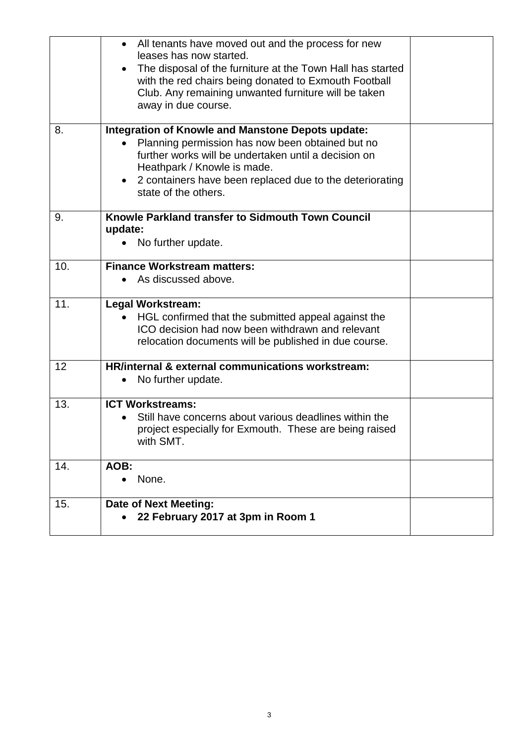| | | |
|---|---|---|
| | • All tenants have moved out and the process for new leases has now started.<br>• The disposal of the furniture at the Town Hall has started with the red chairs being donated to Exmouth Football Club. Any remaining unwanted furniture will be taken away in due course. | |
| 8. | **Integration of Knowle and Manstone Depots update:**<br>• Planning permission has now been obtained but no further works will be undertaken until a decision on Heathpark / Knowle is made.<br>• 2 containers have been replaced due to the deteriorating state of the others. | |
| 9. | **Knowle Parkland transfer to Sidmouth Town Council update:**<br>• No further update. | |
| 10. | **Finance Workstream matters:**<br>• As discussed above. | |
| 11. | **Legal Workstream:**<br>• HGL confirmed that the submitted appeal against the ICO decision had now been withdrawn and relevant relocation documents will be published in due course. | |
| 12 | **HR/internal & external communications workstream:**<br>• No further update. | |
| 13. | **ICT Workstreams:**<br>• Still have concerns about various deadlines within the project especially for Exmouth. These are being raised with SMT. | |
| 14. | **AOB:**<br>• None. | |
| 15. | **Date of Next Meeting:**<br>• **22 February 2017 at 3pm in Room 1** | |